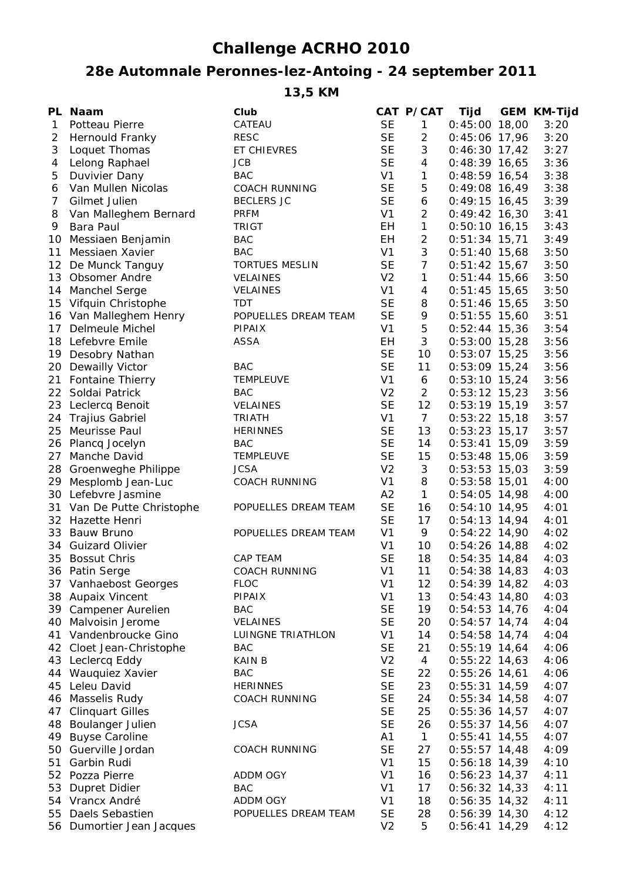# Challenge ACRHO 2010

## 28e Automnale Peronnes-lez-Antoing - 24 september 2011

### 13,5 KM

| PL | Naam | Club | CAT | P/CAT | Tijd | GEM | KM-Tijd |
|---|---|---|---|---|---|---|---|
| 1 | Potteau Pierre | CATEAU | SE | 1 | 0:45:00 | 18,00 | 3:20 |
| 2 | Hernould Franky | RESC | SE | 2 | 0:45:06 | 17,96 | 3:20 |
| 3 | Loquet Thomas | ET CHIEVRES | SE | 3 | 0:46:30 | 17,42 | 3:27 |
| 4 | Lelong Raphael | JCB | SE | 4 | 0:48:39 | 16,65 | 3:36 |
| 5 | Duvivier Dany | BAC | V1 | 1 | 0:48:59 | 16,54 | 3:38 |
| 6 | Van Mullen Nicolas | COACH RUNNING | SE | 5 | 0:49:08 | 16,49 | 3:38 |
| 7 | Gilmet Julien | BECLERS JC | SE | 6 | 0:49:15 | 16,45 | 3:39 |
| 8 | Van Malleghem Bernard | PRFM | V1 | 2 | 0:49:42 | 16,30 | 3:41 |
| 9 | Bara Paul | TRIGT | EH | 1 | 0:50:10 | 16,15 | 3:43 |
| 10 | Messiaen Benjamin | BAC | EH | 2 | 0:51:34 | 15,71 | 3:49 |
| 11 | Messiaen Xavier | BAC | V1 | 3 | 0:51:40 | 15,68 | 3:50 |
| 12 | De Munck Tanguy | TORTUES MESLIN | SE | 7 | 0:51:42 | 15,67 | 3:50 |
| 13 | Obsomer Andre | VELAINES | V2 | 1 | 0:51:44 | 15,66 | 3:50 |
| 14 | Manchel Serge | VELAINES | V1 | 4 | 0:51:45 | 15,65 | 3:50 |
| 15 | Vifquin Christophe | TDT | SE | 8 | 0:51:46 | 15,65 | 3:50 |
| 16 | Van Malleghem Henry | POPUELLES DREAM TEAM | SE | 9 | 0:51:55 | 15,60 | 3:51 |
| 17 | Delmeule Michel | PIPAIX | V1 | 5 | 0:52:44 | 15,36 | 3:54 |
| 18 | Lefebvre Emile | ASSA | EH | 3 | 0:53:00 | 15,28 | 3:56 |
| 19 | Desobry Nathan | | SE | 10 | 0:53:07 | 15,25 | 3:56 |
| 20 | Dewailly Victor | BAC | SE | 11 | 0:53:09 | 15,24 | 3:56 |
| 21 | Fontaine Thierry | TEMPLEUVE | V1 | 6 | 0:53:10 | 15,24 | 3:56 |
| 22 | Soldai Patrick | BAC | V2 | 2 | 0:53:12 | 15,23 | 3:56 |
| 23 | Leclercq Benoit | VELAINES | SE | 12 | 0:53:19 | 15,19 | 3:57 |
| 24 | Trajius Gabriel | TRIATH | V1 | 7 | 0:53:22 | 15,18 | 3:57 |
| 25 | Meurisse Paul | HERINNES | SE | 13 | 0:53:23 | 15,17 | 3:57 |
| 26 | Plancq Jocelyn | BAC | SE | 14 | 0:53:41 | 15,09 | 3:59 |
| 27 | Manche David | TEMPLEUVE | SE | 15 | 0:53:48 | 15,06 | 3:59 |
| 28 | Groenweghe Philippe | JCSA | V2 | 3 | 0:53:53 | 15,03 | 3:59 |
| 29 | Mesplomb Jean-Luc | COACH RUNNING | V1 | 8 | 0:53:58 | 15,01 | 4:00 |
| 30 | Lefebvre Jasmine | | A2 | 1 | 0:54:05 | 14,98 | 4:00 |
| 31 | Van De Putte Christophe | POPUELLES DREAM TEAM | SE | 16 | 0:54:10 | 14,95 | 4:01 |
| 32 | Hazette Henri | | SE | 17 | 0:54:13 | 14,94 | 4:01 |
| 33 | Bauw Bruno | POPUELLES DREAM TEAM | V1 | 9 | 0:54:22 | 14,90 | 4:02 |
| 34 | Guizard Olivier | | V1 | 10 | 0:54:26 | 14,88 | 4:02 |
| 35 | Bossut Chris | CAP TEAM | SE | 18 | 0:54:35 | 14,84 | 4:03 |
| 36 | Patin Serge | COACH RUNNING | V1 | 11 | 0:54:38 | 14,83 | 4:03 |
| 37 | Vanhaebost Georges | FLOC | V1 | 12 | 0:54:39 | 14,82 | 4:03 |
| 38 | Aupaix Vincent | PIPAIX | V1 | 13 | 0:54:43 | 14,80 | 4:03 |
| 39 | Campener Aurelien | BAC | SE | 19 | 0:54:53 | 14,76 | 4:04 |
| 40 | Malvoisin Jerome | VELAINES | SE | 20 | 0:54:57 | 14,74 | 4:04 |
| 41 | Vandenbroucke Gino | LUINGNE TRIATHLON | V1 | 14 | 0:54:58 | 14,74 | 4:04 |
| 42 | Cloet Jean-Christophe | BAC | SE | 21 | 0:55:19 | 14,64 | 4:06 |
| 43 | Leclercq Eddy | KAIN B | V2 | 4 | 0:55:22 | 14,63 | 4:06 |
| 44 | Wauquiez Xavier | BAC | SE | 22 | 0:55:26 | 14,61 | 4:06 |
| 45 | Leleu David | HERINNES | SE | 23 | 0:55:31 | 14,59 | 4:07 |
| 46 | Masselis Rudy | COACH RUNNING | SE | 24 | 0:55:34 | 14,58 | 4:07 |
| 47 | Clinquart Gilles | | SE | 25 | 0:55:36 | 14,57 | 4:07 |
| 48 | Boulanger Julien | JCSA | SE | 26 | 0:55:37 | 14,56 | 4:07 |
| 49 | Buyse Caroline | | A1 | 1 | 0:55:41 | 14,55 | 4:07 |
| 50 | Guerville Jordan | COACH RUNNING | SE | 27 | 0:55:57 | 14,48 | 4:09 |
| 51 | Garbin Rudi | | V1 | 15 | 0:56:18 | 14,39 | 4:10 |
| 52 | Pozza Pierre | ADDM OGY | V1 | 16 | 0:56:23 | 14,37 | 4:11 |
| 53 | Dupret Didier | BAC | V1 | 17 | 0:56:32 | 14,33 | 4:11 |
| 54 | Vrancx André | ADDM OGY | V1 | 18 | 0:56:35 | 14,32 | 4:11 |
| 55 | Daels Sebastien | POPUELLES DREAM TEAM | SE | 28 | 0:56:39 | 14,30 | 4:12 |
| 56 | Dumortier Jean Jacques | | V2 | 5 | 0:56:41 | 14,29 | 4:12 |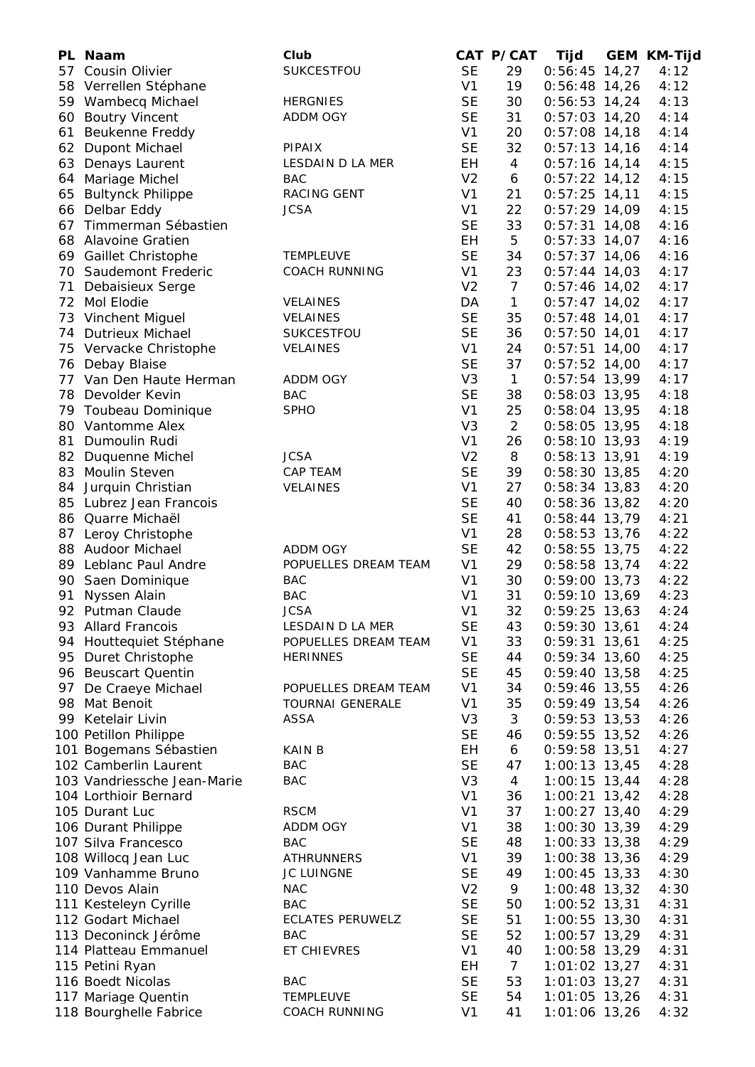| PL | Naam | Club | CAT | P/CAT | Tijd | GEM | KM-Tijd |
|---|---|---|---|---|---|---|---|
| 57 | Cousin Olivier | SUKCESTFOU | SE | 29 | 0:56:45 | 14,27 | 4:12 |
| 58 | Verrellen Stéphane | | V1 | 19 | 0:56:48 | 14,26 | 4:12 |
| 59 | Wambecq Michael | HERGNIES | SE | 30 | 0:56:53 | 14,24 | 4:13 |
| 60 | Boutry Vincent | ADDM OGY | SE | 31 | 0:57:03 | 14,20 | 4:14 |
| 61 | Beukenne Freddy | | V1 | 20 | 0:57:08 | 14,18 | 4:14 |
| 62 | Dupont Michael | PIPAIX | SE | 32 | 0:57:13 | 14,16 | 4:14 |
| 63 | Denays Laurent | LESDAIN D LA MER | EH | 4 | 0:57:16 | 14,14 | 4:15 |
| 64 | Mariage Michel | BAC | V2 | 6 | 0:57:22 | 14,12 | 4:15 |
| 65 | Bultynck Philippe | RACING GENT | V1 | 21 | 0:57:25 | 14,11 | 4:15 |
| 66 | Delbar Eddy | JCSA | V1 | 22 | 0:57:29 | 14,09 | 4:15 |
| 67 | Timmerman Sébastien | | SE | 33 | 0:57:31 | 14,08 | 4:16 |
| 68 | Alavoine Gratien | | EH | 5 | 0:57:33 | 14,07 | 4:16 |
| 69 | Gaillet Christophe | TEMPLEUVE | SE | 34 | 0:57:37 | 14,06 | 4:16 |
| 70 | Saudemont Frederic | COACH RUNNING | V1 | 23 | 0:57:44 | 14,03 | 4:17 |
| 71 | Debaisieux Serge | | V2 | 7 | 0:57:46 | 14,02 | 4:17 |
| 72 | Mol Elodie | VELAINES | DA | 1 | 0:57:47 | 14,02 | 4:17 |
| 73 | Vinchent Miguel | VELAINES | SE | 35 | 0:57:48 | 14,01 | 4:17 |
| 74 | Dutrieux Michael | SUKCESTFOU | SE | 36 | 0:57:50 | 14,01 | 4:17 |
| 75 | Vervacke Christophe | VELAINES | V1 | 24 | 0:57:51 | 14,00 | 4:17 |
| 76 | Debay Blaise | | SE | 37 | 0:57:52 | 14,00 | 4:17 |
| 77 | Van Den Haute Herman | ADDM OGY | V3 | 1 | 0:57:54 | 13,99 | 4:17 |
| 78 | Devolder Kevin | BAC | SE | 38 | 0:58:03 | 13,95 | 4:18 |
| 79 | Toubeau Dominique | SPHO | V1 | 25 | 0:58:04 | 13,95 | 4:18 |
| 80 | Vantomme Alex | | V3 | 2 | 0:58:05 | 13,95 | 4:18 |
| 81 | Dumoulin Rudi | | V1 | 26 | 0:58:10 | 13,93 | 4:19 |
| 82 | Duquenne Michel | JCSA | V2 | 8 | 0:58:13 | 13,91 | 4:19 |
| 83 | Moulin Steven | CAP TEAM | SE | 39 | 0:58:30 | 13,85 | 4:20 |
| 84 | Jurquin Christian | VELAINES | V1 | 27 | 0:58:34 | 13,83 | 4:20 |
| 85 | Lubrez Jean Francois | | SE | 40 | 0:58:36 | 13,82 | 4:20 |
| 86 | Quarre Michaël | | SE | 41 | 0:58:44 | 13,79 | 4:21 |
| 87 | Leroy Christophe | | V1 | 28 | 0:58:53 | 13,76 | 4:22 |
| 88 | Audoor Michael | ADDM OGY | SE | 42 | 0:58:55 | 13,75 | 4:22 |
| 89 | Leblanc Paul Andre | POPUELLES DREAM TEAM | V1 | 29 | 0:58:58 | 13,74 | 4:22 |
| 90 | Saen Dominique | BAC | V1 | 30 | 0:59:00 | 13,73 | 4:22 |
| 91 | Nyssen Alain | BAC | V1 | 31 | 0:59:10 | 13,69 | 4:23 |
| 92 | Putman Claude | JCSA | V1 | 32 | 0:59:25 | 13,63 | 4:24 |
| 93 | Allard Francois | LESDAIN D LA MER | SE | 43 | 0:59:30 | 13,61 | 4:24 |
| 94 | Houttequiet Stéphane | POPUELLES DREAM TEAM | V1 | 33 | 0:59:31 | 13,61 | 4:25 |
| 95 | Duret Christophe | HERINNES | SE | 44 | 0:59:34 | 13,60 | 4:25 |
| 96 | Beuscart Quentin | | SE | 45 | 0:59:40 | 13,58 | 4:25 |
| 97 | De Craeye Michael | POPUELLES DREAM TEAM | V1 | 34 | 0:59:46 | 13,55 | 4:26 |
| 98 | Mat Benoit | TOURNAI GENERALE | V1 | 35 | 0:59:49 | 13,54 | 4:26 |
| 99 | Ketelair Livin | ASSA | V3 | 3 | 0:59:53 | 13,53 | 4:26 |
| 100 | Petillon Philippe | | SE | 46 | 0:59:55 | 13,52 | 4:26 |
| 101 | Bogemans Sébastien | KAIN B | EH | 6 | 0:59:58 | 13,51 | 4:27 |
| 102 | Camberlin Laurent | BAC | SE | 47 | 1:00:13 | 13,45 | 4:28 |
| 103 | Vandriessche Jean-Marie | BAC | V3 | 4 | 1:00:15 | 13,44 | 4:28 |
| 104 | Lorthioir Bernard | | V1 | 36 | 1:00:21 | 13,42 | 4:28 |
| 105 | Durant Luc | RSCM | V1 | 37 | 1:00:27 | 13,40 | 4:29 |
| 106 | Durant Philippe | ADDM OGY | V1 | 38 | 1:00:30 | 13,39 | 4:29 |
| 107 | Silva Francesco | BAC | SE | 48 | 1:00:33 | 13,38 | 4:29 |
| 108 | Willocq Jean Luc | ATHRUNNERS | V1 | 39 | 1:00:38 | 13,36 | 4:29 |
| 109 | Vanhamme Bruno | JC LUINGNE | SE | 49 | 1:00:45 | 13,33 | 4:30 |
| 110 | Devos Alain | NAC | V2 | 9 | 1:00:48 | 13,32 | 4:30 |
| 111 | Kesteleyn Cyrille | BAC | SE | 50 | 1:00:52 | 13,31 | 4:31 |
| 112 | Godart Michael | ECLATES PERUWELZ | SE | 51 | 1:00:55 | 13,30 | 4:31 |
| 113 | Deconinck Jérôme | BAC | SE | 52 | 1:00:57 | 13,29 | 4:31 |
| 114 | Platteau Emmanuel | ET CHIEVRES | V1 | 40 | 1:00:58 | 13,29 | 4:31 |
| 115 | Petini Ryan | | EH | 7 | 1:01:02 | 13,27 | 4:31 |
| 116 | Boedt Nicolas | BAC | SE | 53 | 1:01:03 | 13,27 | 4:31 |
| 117 | Mariage Quentin | TEMPLEUVE | SE | 54 | 1:01:05 | 13,26 | 4:31 |
| 118 | Bourghelle Fabrice | COACH RUNNING | V1 | 41 | 1:01:06 | 13,26 | 4:32 |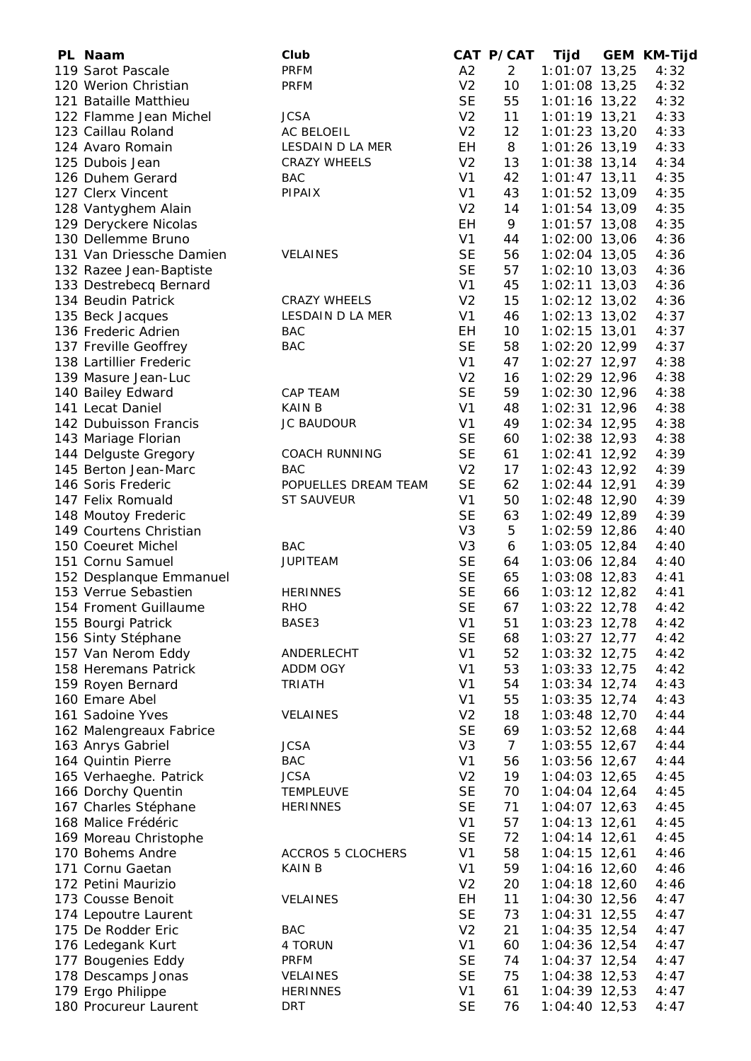| PL | Naam | Club | CAT | P/CAT | Tijd | GEM | KM-Tijd |
|---|---|---|---|---|---|---|---|
| 119 | Sarot Pascale | PRFM | A2 | 2 | 1:01:07 | 13,25 | 4:32 |
| 120 | Werion Christian | PRFM | V2 | 10 | 1:01:08 | 13,25 | 4:32 |
| 121 | Bataille Matthieu | | SE | 55 | 1:01:16 | 13,22 | 4:32 |
| 122 | Flamme Jean Michel | JCSA | V2 | 11 | 1:01:19 | 13,21 | 4:33 |
| 123 | Caillau Roland | AC BELOEIL | V2 | 12 | 1:01:23 | 13,20 | 4:33 |
| 124 | Avaro Romain | LESDAIN D LA MER | EH | 8 | 1:01:26 | 13,19 | 4:33 |
| 125 | Dubois Jean | CRAZY WHEELS | V2 | 13 | 1:01:38 | 13,14 | 4:34 |
| 126 | Duhem Gerard | BAC | V1 | 42 | 1:01:47 | 13,11 | 4:35 |
| 127 | Clerx Vincent | PIPAIX | V1 | 43 | 1:01:52 | 13,09 | 4:35 |
| 128 | Vantyghem Alain | | V2 | 14 | 1:01:54 | 13,09 | 4:35 |
| 129 | Deryckere Nicolas | | EH | 9 | 1:01:57 | 13,08 | 4:35 |
| 130 | Dellemme Bruno | | V1 | 44 | 1:02:00 | 13,06 | 4:36 |
| 131 | Van Driessche Damien | VELAINES | SE | 56 | 1:02:04 | 13,05 | 4:36 |
| 132 | Razee Jean-Baptiste | | SE | 57 | 1:02:10 | 13,03 | 4:36 |
| 133 | Destrebecq Bernard | | V1 | 45 | 1:02:11 | 13,03 | 4:36 |
| 134 | Beudin Patrick | CRAZY WHEELS | V2 | 15 | 1:02:12 | 13,02 | 4:36 |
| 135 | Beck Jacques | LESDAIN D LA MER | V1 | 46 | 1:02:13 | 13,02 | 4:37 |
| 136 | Frederic Adrien | BAC | EH | 10 | 1:02:15 | 13,01 | 4:37 |
| 137 | Freville Geoffrey | BAC | SE | 58 | 1:02:20 | 12,99 | 4:37 |
| 138 | Lartillier Frederic | | V1 | 47 | 1:02:27 | 12,97 | 4:38 |
| 139 | Masure Jean-Luc | | V2 | 16 | 1:02:29 | 12,96 | 4:38 |
| 140 | Bailey Edward | CAP TEAM | SE | 59 | 1:02:30 | 12,96 | 4:38 |
| 141 | Lecat Daniel | KAIN B | V1 | 48 | 1:02:31 | 12,96 | 4:38 |
| 142 | Dubuisson Francis | JC BAUDOUR | V1 | 49 | 1:02:34 | 12,95 | 4:38 |
| 143 | Mariage Florian | | SE | 60 | 1:02:38 | 12,93 | 4:38 |
| 144 | Delguste Gregory | COACH RUNNING | SE | 61 | 1:02:41 | 12,92 | 4:39 |
| 145 | Berton Jean-Marc | BAC | V2 | 17 | 1:02:43 | 12,92 | 4:39 |
| 146 | Soris Frederic | POPUELLES DREAM TEAM | SE | 62 | 1:02:44 | 12,91 | 4:39 |
| 147 | Felix Romuald | ST SAUVEUR | V1 | 50 | 1:02:48 | 12,90 | 4:39 |
| 148 | Moutoy Frederic | | SE | 63 | 1:02:49 | 12,89 | 4:39 |
| 149 | Courtens Christian | | V3 | 5 | 1:02:59 | 12,86 | 4:40 |
| 150 | Coeuret Michel | BAC | V3 | 6 | 1:03:05 | 12,84 | 4:40 |
| 151 | Cornu Samuel | JUPITEAM | SE | 64 | 1:03:06 | 12,84 | 4:40 |
| 152 | Desplanque Emmanuel | | SE | 65 | 1:03:08 | 12,83 | 4:41 |
| 153 | Verrue Sebastien | HERINNES | SE | 66 | 1:03:12 | 12,82 | 4:41 |
| 154 | Froment Guillaume | RHO | SE | 67 | 1:03:22 | 12,78 | 4:42 |
| 155 | Bourgi Patrick | BASE3 | V1 | 51 | 1:03:23 | 12,78 | 4:42 |
| 156 | Sinty Stéphane | | SE | 68 | 1:03:27 | 12,77 | 4:42 |
| 157 | Van Nerom Eddy | ANDERLECHT | V1 | 52 | 1:03:32 | 12,75 | 4:42 |
| 158 | Heremans Patrick | ADDM OGY | V1 | 53 | 1:03:33 | 12,75 | 4:42 |
| 159 | Royen Bernard | TRIATH | V1 | 54 | 1:03:34 | 12,74 | 4:43 |
| 160 | Emare Abel | | V1 | 55 | 1:03:35 | 12,74 | 4:43 |
| 161 | Sadoine Yves | VELAINES | V2 | 18 | 1:03:48 | 12,70 | 4:44 |
| 162 | Malengreaux Fabrice | | SE | 69 | 1:03:52 | 12,68 | 4:44 |
| 163 | Anrys Gabriel | JCSA | V3 | 7 | 1:03:55 | 12,67 | 4:44 |
| 164 | Quintin Pierre | BAC | V1 | 56 | 1:03:56 | 12,67 | 4:44 |
| 165 | Verhaeghe. Patrick | JCSA | V2 | 19 | 1:04:03 | 12,65 | 4:45 |
| 166 | Dorchy Quentin | TEMPLEUVE | SE | 70 | 1:04:04 | 12,64 | 4:45 |
| 167 | Charles Stéphane | HERINNES | SE | 71 | 1:04:07 | 12,63 | 4:45 |
| 168 | Malice Frédéric | | V1 | 57 | 1:04:13 | 12,61 | 4:45 |
| 169 | Moreau Christophe | | SE | 72 | 1:04:14 | 12,61 | 4:45 |
| 170 | Bohems Andre | ACCROS 5 CLOCHERS | V1 | 58 | 1:04:15 | 12,61 | 4:46 |
| 171 | Cornu Gaetan | KAIN B | V1 | 59 | 1:04:16 | 12,60 | 4:46 |
| 172 | Petini Maurizio | | V2 | 20 | 1:04:18 | 12,60 | 4:46 |
| 173 | Cousse Benoit | VELAINES | EH | 11 | 1:04:30 | 12,56 | 4:47 |
| 174 | Lepoutre Laurent | | SE | 73 | 1:04:31 | 12,55 | 4:47 |
| 175 | De Rodder Eric | BAC | V2 | 21 | 1:04:35 | 12,54 | 4:47 |
| 176 | Ledegank Kurt | 4 TORUN | V1 | 60 | 1:04:36 | 12,54 | 4:47 |
| 177 | Bougenies Eddy | PRFM | SE | 74 | 1:04:37 | 12,54 | 4:47 |
| 178 | Descamps Jonas | VELAINES | SE | 75 | 1:04:38 | 12,53 | 4:47 |
| 179 | Ergo Philippe | HERINNES | V1 | 61 | 1:04:39 | 12,53 | 4:47 |
| 180 | Procureur Laurent | DRT | SE | 76 | 1:04:40 | 12,53 | 4:47 |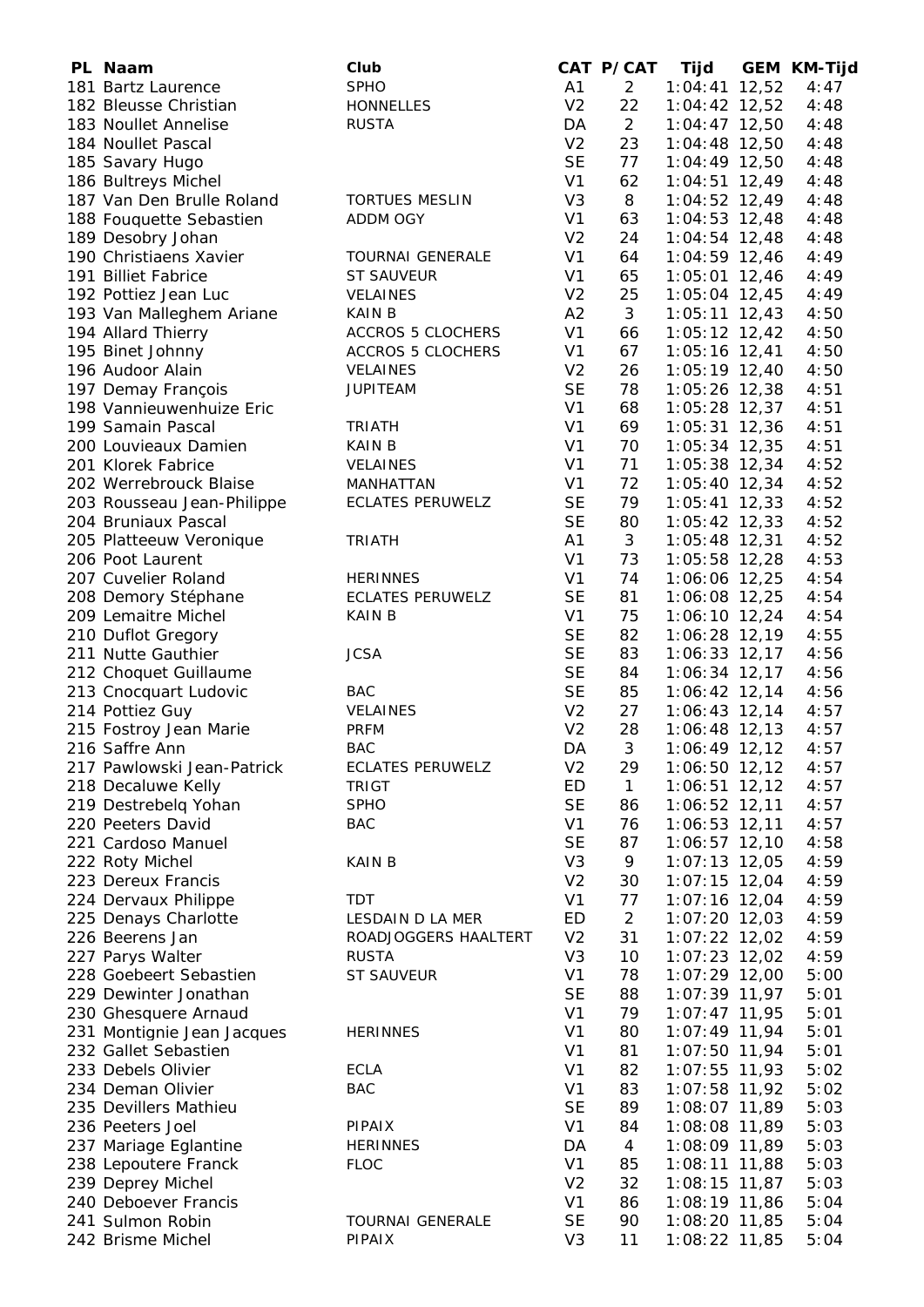| PL | Naam | Club | CAT | P/CAT | Tijd | GEM | KM-Tijd |
|---|---|---|---|---|---|---|---|
| 181 | Bartz Laurence | SPHO | A1 | 2 | 1:04:41 | 12,52 | 4:47 |
| 182 | Bleusse Christian | HONNELLES | V2 | 22 | 1:04:42 | 12,52 | 4:48 |
| 183 | Noullet Annelise | RUSTA | DA | 2 | 1:04:47 | 12,50 | 4:48 |
| 184 | Noullet Pascal | | V2 | 23 | 1:04:48 | 12,50 | 4:48 |
| 185 | Savary Hugo | | SE | 77 | 1:04:49 | 12,50 | 4:48 |
| 186 | Bultreys Michel | | V1 | 62 | 1:04:51 | 12,49 | 4:48 |
| 187 | Van Den Brulle Roland | TORTUES MESLIN | V3 | 8 | 1:04:52 | 12,49 | 4:48 |
| 188 | Fouquette Sebastien | ADDM OGY | V1 | 63 | 1:04:53 | 12,48 | 4:48 |
| 189 | Desobry Johan | | V2 | 24 | 1:04:54 | 12,48 | 4:48 |
| 190 | Christiaens Xavier | TOURNAI GENERALE | V1 | 64 | 1:04:59 | 12,46 | 4:49 |
| 191 | Billiet Fabrice | ST SAUVEUR | V1 | 65 | 1:05:01 | 12,46 | 4:49 |
| 192 | Pottiez Jean Luc | VELAINES | V2 | 25 | 1:05:04 | 12,45 | 4:49 |
| 193 | Van Malleghem Ariane | KAIN B | A2 | 3 | 1:05:11 | 12,43 | 4:50 |
| 194 | Allard Thierry | ACCROS 5 CLOCHERS | V1 | 66 | 1:05:12 | 12,42 | 4:50 |
| 195 | Binet Johnny | ACCROS 5 CLOCHERS | V1 | 67 | 1:05:16 | 12,41 | 4:50 |
| 196 | Audoor Alain | VELAINES | V2 | 26 | 1:05:19 | 12,40 | 4:50 |
| 197 | Demay François | JUPITEAM | SE | 78 | 1:05:26 | 12,38 | 4:51 |
| 198 | Vannieuwenhuize Eric | | V1 | 68 | 1:05:28 | 12,37 | 4:51 |
| 199 | Samain Pascal | TRIATH | V1 | 69 | 1:05:31 | 12,36 | 4:51 |
| 200 | Louvieaux Damien | KAIN B | V1 | 70 | 1:05:34 | 12,35 | 4:51 |
| 201 | Klorek Fabrice | VELAINES | V1 | 71 | 1:05:38 | 12,34 | 4:52 |
| 202 | Werrebrouck Blaise | MANHATTAN | V1 | 72 | 1:05:40 | 12,34 | 4:52 |
| 203 | Rousseau Jean-Philippe | ECLATES PERUWELZ | SE | 79 | 1:05:41 | 12,33 | 4:52 |
| 204 | Bruniaux Pascal | | SE | 80 | 1:05:42 | 12,33 | 4:52 |
| 205 | Platteeuw Veronique | TRIATH | A1 | 3 | 1:05:48 | 12,31 | 4:52 |
| 206 | Poot Laurent | | V1 | 73 | 1:05:58 | 12,28 | 4:53 |
| 207 | Cuvelier Roland | HERINNES | V1 | 74 | 1:06:06 | 12,25 | 4:54 |
| 208 | Demory Stéphane | ECLATES PERUWELZ | SE | 81 | 1:06:08 | 12,25 | 4:54 |
| 209 | Lemaitre Michel | KAIN B | V1 | 75 | 1:06:10 | 12,24 | 4:54 |
| 210 | Duflot Gregory | | SE | 82 | 1:06:28 | 12,19 | 4:55 |
| 211 | Nutte Gauthier | JCSA | SE | 83 | 1:06:33 | 12,17 | 4:56 |
| 212 | Choquet Guillaume | | SE | 84 | 1:06:34 | 12,17 | 4:56 |
| 213 | Cnocquart Ludovic | BAC | SE | 85 | 1:06:42 | 12,14 | 4:56 |
| 214 | Pottiez Guy | VELAINES | V2 | 27 | 1:06:43 | 12,14 | 4:57 |
| 215 | Fostroy Jean Marie | PRFM | V2 | 28 | 1:06:48 | 12,13 | 4:57 |
| 216 | Saffre Ann | BAC | DA | 3 | 1:06:49 | 12,12 | 4:57 |
| 217 | Pawlowski Jean-Patrick | ECLATES PERUWELZ | V2 | 29 | 1:06:50 | 12,12 | 4:57 |
| 218 | Decaluwe Kelly | TRIGT | ED | 1 | 1:06:51 | 12,12 | 4:57 |
| 219 | Destrebelq Yohan | SPHO | SE | 86 | 1:06:52 | 12,11 | 4:57 |
| 220 | Peeters David | BAC | V1 | 76 | 1:06:53 | 12,11 | 4:57 |
| 221 | Cardoso Manuel | | SE | 87 | 1:06:57 | 12,10 | 4:58 |
| 222 | Roty Michel | KAIN B | V3 | 9 | 1:07:13 | 12,05 | 4:59 |
| 223 | Dereux Francis | | V2 | 30 | 1:07:15 | 12,04 | 4:59 |
| 224 | Dervaux Philippe | TDT | V1 | 77 | 1:07:16 | 12,04 | 4:59 |
| 225 | Denays Charlotte | LESDAIN D LA MER | ED | 2 | 1:07:20 | 12,03 | 4:59 |
| 226 | Beerens Jan | ROADJOGGERS HAALTERT | V2 | 31 | 1:07:22 | 12,02 | 4:59 |
| 227 | Parys Walter | RUSTA | V3 | 10 | 1:07:23 | 12,02 | 4:59 |
| 228 | Goebeert Sebastien | ST SAUVEUR | V1 | 78 | 1:07:29 | 12,00 | 5:00 |
| 229 | Dewinter Jonathan | | SE | 88 | 1:07:39 | 11,97 | 5:01 |
| 230 | Ghesquere Arnaud | | V1 | 79 | 1:07:47 | 11,95 | 5:01 |
| 231 | Montignie Jean Jacques | HERINNES | V1 | 80 | 1:07:49 | 11,94 | 5:01 |
| 232 | Gallet Sebastien | | V1 | 81 | 1:07:50 | 11,94 | 5:01 |
| 233 | Debels Olivier | ECLA | V1 | 82 | 1:07:55 | 11,93 | 5:02 |
| 234 | Deman Olivier | BAC | V1 | 83 | 1:07:58 | 11,92 | 5:02 |
| 235 | Devillers Mathieu | | SE | 89 | 1:08:07 | 11,89 | 5:03 |
| 236 | Peeters Joel | PIPAIX | V1 | 84 | 1:08:08 | 11,89 | 5:03 |
| 237 | Mariage Eglantine | HERINNES | DA | 4 | 1:08:09 | 11,89 | 5:03 |
| 238 | Lepoutere Franck | FLOC | V1 | 85 | 1:08:11 | 11,88 | 5:03 |
| 239 | Deprey Michel | | V2 | 32 | 1:08:15 | 11,87 | 5:03 |
| 240 | Deboever Francis | | V1 | 86 | 1:08:19 | 11,86 | 5:04 |
| 241 | Sulmon Robin | TOURNAI GENERALE | SE | 90 | 1:08:20 | 11,85 | 5:04 |
| 242 | Brisme Michel | PIPAIX | V3 | 11 | 1:08:22 | 11,85 | 5:04 |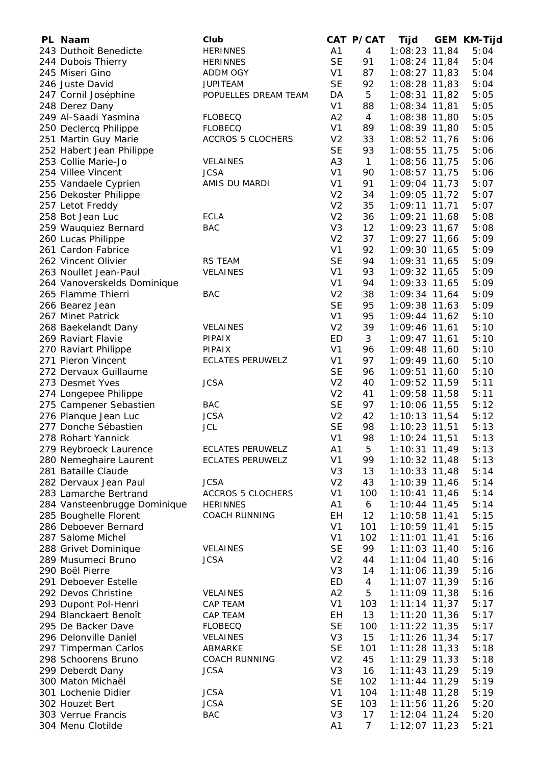| PL | Naam | Club | CAT | P/CAT | Tijd | GEM | KM-Tijd |
|---|---|---|---|---|---|---|---|
| 243 | Duthoit Benedicte | HERINNES | A1 | 4 | 1:08:23 | 11,84 | 5:04 |
| 244 | Dubois Thierry | HERINNES | SE | 91 | 1:08:24 | 11,84 | 5:04 |
| 245 | Miseri Gino | ADDM OGY | V1 | 87 | 1:08:27 | 11,83 | 5:04 |
| 246 | Juste David | JUPITEAM | SE | 92 | 1:08:28 | 11,83 | 5:04 |
| 247 | Cornil Joséphine | POPUELLES DREAM TEAM | DA | 5 | 1:08:31 | 11,82 | 5:05 |
| 248 | Derez Dany | | V1 | 88 | 1:08:34 | 11,81 | 5:05 |
| 249 | Al-Saadi Yasmina | FLOBECQ | A2 | 4 | 1:08:38 | 11,80 | 5:05 |
| 250 | Declercq Philippe | FLOBECQ | V1 | 89 | 1:08:39 | 11,80 | 5:05 |
| 251 | Martin Guy Marie | ACCROS 5 CLOCHERS | V2 | 33 | 1:08:52 | 11,76 | 5:06 |
| 252 | Habert Jean Philippe | | SE | 93 | 1:08:55 | 11,75 | 5:06 |
| 253 | Collie Marie-Jo | VELAINES | A3 | 1 | 1:08:56 | 11,75 | 5:06 |
| 254 | Villee Vincent | JCSA | V1 | 90 | 1:08:57 | 11,75 | 5:06 |
| 255 | Vandaele Cyprien | AMIS DU MARDI | V1 | 91 | 1:09:04 | 11,73 | 5:07 |
| 256 | Dekoster Philippe | | V2 | 34 | 1:09:05 | 11,72 | 5:07 |
| 257 | Letot Freddy | | V2 | 35 | 1:09:11 | 11,71 | 5:07 |
| 258 | Bot Jean Luc | ECLA | V2 | 36 | 1:09:21 | 11,68 | 5:08 |
| 259 | Wauquiez Bernard | BAC | V3 | 12 | 1:09:23 | 11,67 | 5:08 |
| 260 | Lucas Philippe | | V2 | 37 | 1:09:27 | 11,66 | 5:09 |
| 261 | Cardon Fabrice | | V1 | 92 | 1:09:30 | 11,65 | 5:09 |
| 262 | Vincent Olivier | RS TEAM | SE | 94 | 1:09:31 | 11,65 | 5:09 |
| 263 | Noullet Jean-Paul | VELAINES | V1 | 93 | 1:09:32 | 11,65 | 5:09 |
| 264 | Vanoverskelds Dominique | | V1 | 94 | 1:09:33 | 11,65 | 5:09 |
| 265 | Flamme Thierri | BAC | V2 | 38 | 1:09:34 | 11,64 | 5:09 |
| 266 | Bearez Jean | | SE | 95 | 1:09:38 | 11,63 | 5:09 |
| 267 | Minet Patrick | | V1 | 95 | 1:09:44 | 11,62 | 5:10 |
| 268 | Baekelandt Dany | VELAINES | V2 | 39 | 1:09:46 | 11,61 | 5:10 |
| 269 | Raviart Flavie | PIPAIX | ED | 3 | 1:09:47 | 11,61 | 5:10 |
| 270 | Raviart Philippe | PIPAIX | V1 | 96 | 1:09:48 | 11,60 | 5:10 |
| 271 | Pieron Vincent | ECLATES PERUWELZ | V1 | 97 | 1:09:49 | 11,60 | 5:10 |
| 272 | Dervaux Guillaume | | SE | 96 | 1:09:51 | 11,60 | 5:10 |
| 273 | Desmet Yves | JCSA | V2 | 40 | 1:09:52 | 11,59 | 5:11 |
| 274 | Longepee Philippe | | V2 | 41 | 1:09:58 | 11,58 | 5:11 |
| 275 | Campener Sebastien | BAC | SE | 97 | 1:10:06 | 11,55 | 5:12 |
| 276 | Planque Jean Luc | JCSA | V2 | 42 | 1:10:13 | 11,54 | 5:12 |
| 277 | Donche Sébastien | JCL | SE | 98 | 1:10:23 | 11,51 | 5:13 |
| 278 | Rohart Yannick | | V1 | 98 | 1:10:24 | 11,51 | 5:13 |
| 279 | Reybroeck Laurence | ECLATES PERUWELZ | A1 | 5 | 1:10:31 | 11,49 | 5:13 |
| 280 | Nemeghaire Laurent | ECLATES PERUWELZ | V1 | 99 | 1:10:32 | 11,48 | 5:13 |
| 281 | Bataille Claude | | V3 | 13 | 1:10:33 | 11,48 | 5:14 |
| 282 | Dervaux Jean Paul | JCSA | V2 | 43 | 1:10:39 | 11,46 | 5:14 |
| 283 | Lamarche Bertrand | ACCROS 5 CLOCHERS | V1 | 100 | 1:10:41 | 11,46 | 5:14 |
| 284 | Vansteenbrugge Dominique | HERINNES | A1 | 6 | 1:10:44 | 11,45 | 5:14 |
| 285 | Boughelle Florent | COACH RUNNING | EH | 12 | 1:10:58 | 11,41 | 5:15 |
| 286 | Deboever Bernard | | V1 | 101 | 1:10:59 | 11,41 | 5:15 |
| 287 | Salome Michel | | V1 | 102 | 1:11:01 | 11,41 | 5:16 |
| 288 | Grivet Dominique | VELAINES | SE | 99 | 1:11:03 | 11,40 | 5:16 |
| 289 | Musumeci Bruno | JCSA | V2 | 44 | 1:11:04 | 11,40 | 5:16 |
| 290 | Boël Pierre | | V3 | 14 | 1:11:06 | 11,39 | 5:16 |
| 291 | Deboever Estelle | | ED | 4 | 1:11:07 | 11,39 | 5:16 |
| 292 | Devos Christine | VELAINES | A2 | 5 | 1:11:09 | 11,38 | 5:16 |
| 293 | Dupont Pol-Henri | CAP TEAM | V1 | 103 | 1:11:14 | 11,37 | 5:17 |
| 294 | Blanckaert Benoît | CAP TEAM | EH | 13 | 1:11:20 | 11,36 | 5:17 |
| 295 | De Backer Dave | FLOBECQ | SE | 100 | 1:11:22 | 11,35 | 5:17 |
| 296 | Delonville Daniel | VELAINES | V3 | 15 | 1:11:26 | 11,34 | 5:17 |
| 297 | Timperman Carlos | ABMARKE | SE | 101 | 1:11:28 | 11,33 | 5:18 |
| 298 | Schoorens Bruno | COACH RUNNING | V2 | 45 | 1:11:29 | 11,33 | 5:18 |
| 299 | Deberdt Dany | JCSA | V3 | 16 | 1:11:43 | 11,29 | 5:19 |
| 300 | Maton Michaël | | SE | 102 | 1:11:44 | 11,29 | 5:19 |
| 301 | Lochenie Didier | JCSA | V1 | 104 | 1:11:48 | 11,28 | 5:19 |
| 302 | Houzet Bert | JCSA | SE | 103 | 1:11:56 | 11,26 | 5:20 |
| 303 | Verrue Francis | BAC | V3 | 17 | 1:12:04 | 11,24 | 5:20 |
| 304 | Menu Clotilde | | A1 | 7 | 1:12:07 | 11,23 | 5:21 |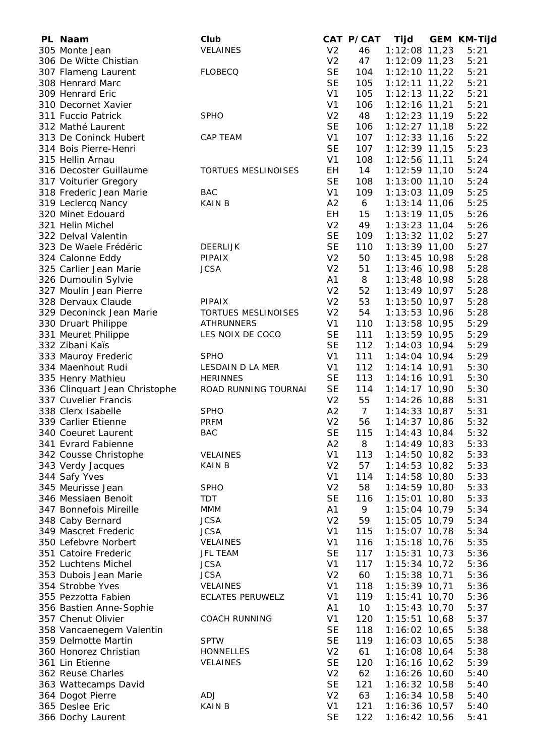| PL | Naam | Club | CAT | P/CAT | Tijd | GEM | KM-Tijd |
|---|---|---|---|---|---|---|---|
| 305 | Monte Jean | VELAINES | V2 | 46 | 1:12:08 | 11,23 | 5:21 |
| 306 | De Witte Christian | | V2 | 47 | 1:12:09 | 11,23 | 5:21 |
| 307 | Flameng Laurent | FLOBECQ | SE | 104 | 1:12:10 | 11,22 | 5:21 |
| 308 | Henrard Marc | | SE | 105 | 1:12:11 | 11,22 | 5:21 |
| 309 | Henrard Eric | | V1 | 105 | 1:12:13 | 11,22 | 5:21 |
| 310 | Decornet Xavier | | V1 | 106 | 1:12:16 | 11,21 | 5:21 |
| 311 | Fuccio Patrick | SPHO | V2 | 48 | 1:12:23 | 11,19 | 5:22 |
| 312 | Mathé Laurent | | SE | 106 | 1:12:27 | 11,18 | 5:22 |
| 313 | De Coninck Hubert | CAP TEAM | V1 | 107 | 1:12:33 | 11,16 | 5:22 |
| 314 | Bois Pierre-Henri | | SE | 107 | 1:12:39 | 11,15 | 5:23 |
| 315 | Hellin Arnau | | V1 | 108 | 1:12:56 | 11,11 | 5:24 |
| 316 | Decoster Guillaume | TORTUES MESLINOISES | EH | 14 | 1:12:59 | 11,10 | 5:24 |
| 317 | Voiturier Gregory | | SE | 108 | 1:13:00 | 11,10 | 5:24 |
| 318 | Frederic Jean Marie | BAC | V1 | 109 | 1:13:03 | 11,09 | 5:25 |
| 319 | Leclercq Nancy | KAIN B | A2 | 6 | 1:13:14 | 11,06 | 5:25 |
| 320 | Minet Edouard | | EH | 15 | 1:13:19 | 11,05 | 5:26 |
| 321 | Helin Michel | | V2 | 49 | 1:13:23 | 11,04 | 5:26 |
| 322 | Delval Valentin | | SE | 109 | 1:13:32 | 11,02 | 5:27 |
| 323 | De Waele Frédéric | DEERLIJK | SE | 110 | 1:13:39 | 11,00 | 5:27 |
| 324 | Calonne Eddy | PIPAIX | V2 | 50 | 1:13:45 | 10,98 | 5:28 |
| 325 | Carlier Jean Marie | JCSA | V2 | 51 | 1:13:46 | 10,98 | 5:28 |
| 326 | Dumoulin Sylvie | | A1 | 8 | 1:13:48 | 10,98 | 5:28 |
| 327 | Moulin Jean Pierre | | V2 | 52 | 1:13:49 | 10,97 | 5:28 |
| 328 | Dervaux Claude | PIPAIX | V2 | 53 | 1:13:50 | 10,97 | 5:28 |
| 329 | Deconinck Jean Marie | TORTUES MESLINOISES | V2 | 54 | 1:13:53 | 10,96 | 5:28 |
| 330 | Druart Philippe | ATHRUNNERS | V1 | 110 | 1:13:58 | 10,95 | 5:29 |
| 331 | Meuret Philippe | LES NOIX DE COCO | SE | 111 | 1:13:59 | 10,95 | 5:29 |
| 332 | Zibani Kaïs | | SE | 112 | 1:14:03 | 10,94 | 5:29 |
| 333 | Mauroy Frederic | SPHO | V1 | 111 | 1:14:04 | 10,94 | 5:29 |
| 334 | Maenhout Rudi | LESDAIN D LA MER | V1 | 112 | 1:14:14 | 10,91 | 5:30 |
| 335 | Henry Mathieu | HERINNES | SE | 113 | 1:14:16 | 10,91 | 5:30 |
| 336 | Clinquart Jean Christophe | ROAD RUNNING TOURNAI | SE | 114 | 1:14:17 | 10,90 | 5:30 |
| 337 | Cuvelier Francis | | V2 | 55 | 1:14:26 | 10,88 | 5:31 |
| 338 | Clerx Isabelle | SPHO | A2 | 7 | 1:14:33 | 10,87 | 5:31 |
| 339 | Carlier Etienne | PRFM | V2 | 56 | 1:14:37 | 10,86 | 5:32 |
| 340 | Coeuret Laurent | BAC | SE | 115 | 1:14:43 | 10,84 | 5:32 |
| 341 | Evrard Fabienne | | A2 | 8 | 1:14:49 | 10,83 | 5:33 |
| 342 | Cousse Christophe | VELAINES | V1 | 113 | 1:14:50 | 10,82 | 5:33 |
| 343 | Verdy Jacques | KAIN B | V2 | 57 | 1:14:53 | 10,82 | 5:33 |
| 344 | Safy Yves | | V1 | 114 | 1:14:58 | 10,80 | 5:33 |
| 345 | Meurisse Jean | SPHO | V2 | 58 | 1:14:59 | 10,80 | 5:33 |
| 346 | Messiaen Benoit | TDT | SE | 116 | 1:15:01 | 10,80 | 5:33 |
| 347 | Bonnefois Mireille | MMM | A1 | 9 | 1:15:04 | 10,79 | 5:34 |
| 348 | Caby Bernard | JCSA | V2 | 59 | 1:15:05 | 10,79 | 5:34 |
| 349 | Mascret Frederic | JCSA | V1 | 115 | 1:15:07 | 10,78 | 5:34 |
| 350 | Lefebvre Norbert | VELAINES | V1 | 116 | 1:15:18 | 10,76 | 5:35 |
| 351 | Catoire Frederic | JFL TEAM | SE | 117 | 1:15:31 | 10,73 | 5:36 |
| 352 | Luchtens Michel | JCSA | V1 | 117 | 1:15:34 | 10,72 | 5:36 |
| 353 | Dubois Jean Marie | JCSA | V2 | 60 | 1:15:38 | 10,71 | 5:36 |
| 354 | Strobbe Yves | VELAINES | V1 | 118 | 1:15:39 | 10,71 | 5:36 |
| 355 | Pezzotta Fabien | ECLATES PERUWELZ | V1 | 119 | 1:15:41 | 10,70 | 5:36 |
| 356 | Bastien Anne-Sophie | | A1 | 10 | 1:15:43 | 10,70 | 5:37 |
| 357 | Chenut Olivier | COACH RUNNING | V1 | 120 | 1:15:51 | 10,68 | 5:37 |
| 358 | Vancaenegem Valentin | | SE | 118 | 1:16:02 | 10,65 | 5:38 |
| 359 | Delmotte Martin | SPTW | SE | 119 | 1:16:03 | 10,65 | 5:38 |
| 360 | Honorez Christian | HONNELLES | V2 | 61 | 1:16:08 | 10,64 | 5:38 |
| 361 | Lin Etienne | VELAINES | SE | 120 | 1:16:16 | 10,62 | 5:39 |
| 362 | Reuse Charles | | V2 | 62 | 1:16:26 | 10,60 | 5:40 |
| 363 | Wattecamps David | | SE | 121 | 1:16:32 | 10,58 | 5:40 |
| 364 | Dogot Pierre | ADJ | V2 | 63 | 1:16:34 | 10,58 | 5:40 |
| 365 | Deslee Eric | KAIN B | V1 | 121 | 1:16:36 | 10,57 | 5:40 |
| 366 | Dochy Laurent | | SE | 122 | 1:16:42 | 10,56 | 5:41 |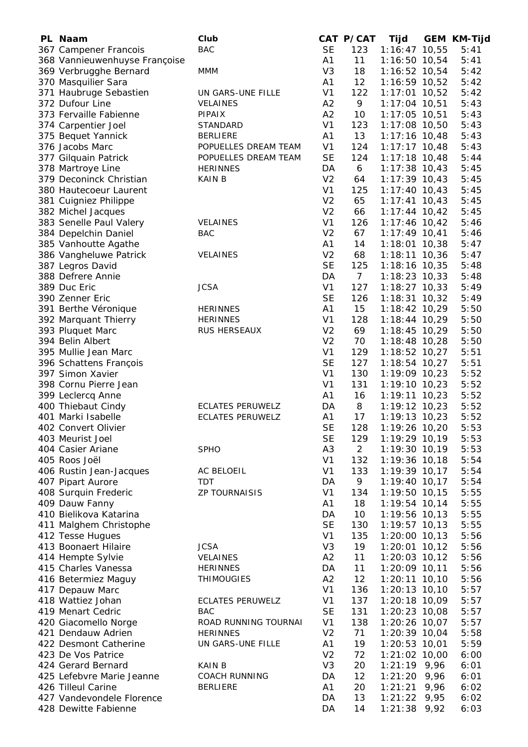| PL | Naam | Club | CAT | P/CAT | Tijd | GEM | KM-Tijd |
|---|---|---|---|---|---|---|---|
| 367 | Campener Francois | BAC | SE | 123 | 1:16:47 | 10,55 | 5:41 |
| 368 | Vannieuwenhuyse Françoise | | A1 | 11 | 1:16:50 | 10,54 | 5:41 |
| 369 | Verbrugghe Bernard | MMM | V3 | 18 | 1:16:52 | 10,54 | 5:42 |
| 370 | Masquilier Sara | | A1 | 12 | 1:16:59 | 10,52 | 5:42 |
| 371 | Haubruge Sebastien | UN GARS-UNE FILLE | V1 | 122 | 1:17:01 | 10,52 | 5:42 |
| 372 | Dufour Line | VELAINES | A2 | 9 | 1:17:04 | 10,51 | 5:43 |
| 373 | Fervaille Fabienne | PIPAIX | A2 | 10 | 1:17:05 | 10,51 | 5:43 |
| 374 | Carpentier Joel | STANDARD | V1 | 123 | 1:17:08 | 10,50 | 5:43 |
| 375 | Bequet Yannick | BERLIERE | A1 | 13 | 1:17:16 | 10,48 | 5:43 |
| 376 | Jacobs Marc | POPUELLES DREAM TEAM | V1 | 124 | 1:17:17 | 10,48 | 5:43 |
| 377 | Gilquain Patrick | POPUELLES DREAM TEAM | SE | 124 | 1:17:18 | 10,48 | 5:44 |
| 378 | Martroye Line | HERINNES | DA | 6 | 1:17:38 | 10,43 | 5:45 |
| 379 | Deconinck Christian | KAIN B | V2 | 64 | 1:17:39 | 10,43 | 5:45 |
| 380 | Hautecoeur Laurent | | V1 | 125 | 1:17:40 | 10,43 | 5:45 |
| 381 | Cuigniez Philippe | | V2 | 65 | 1:17:41 | 10,43 | 5:45 |
| 382 | Michel Jacques | | V2 | 66 | 1:17:44 | 10,42 | 5:45 |
| 383 | Senelle Paul Valery | VELAINES | V1 | 126 | 1:17:46 | 10,42 | 5:46 |
| 384 | Depelchin Daniel | BAC | V2 | 67 | 1:17:49 | 10,41 | 5:46 |
| 385 | Vanhoutte Agathe | | A1 | 14 | 1:18:01 | 10,38 | 5:47 |
| 386 | Vangheluwe Patrick | VELAINES | V2 | 68 | 1:18:11 | 10,36 | 5:47 |
| 387 | Legros David | | SE | 125 | 1:18:16 | 10,35 | 5:48 |
| 388 | Defrere Annie | | DA | 7 | 1:18:23 | 10,33 | 5:48 |
| 389 | Duc Eric | JCSA | V1 | 127 | 1:18:27 | 10,33 | 5:49 |
| 390 | Zenner Eric | | SE | 126 | 1:18:31 | 10,32 | 5:49 |
| 391 | Berthe Véronique | HERINNES | A1 | 15 | 1:18:42 | 10,29 | 5:50 |
| 392 | Marquant Thierry | HERINNES | V1 | 128 | 1:18:44 | 10,29 | 5:50 |
| 393 | Pluquet Marc | RUS HERSEAUX | V2 | 69 | 1:18:45 | 10,29 | 5:50 |
| 394 | Belin Albert | | V2 | 70 | 1:18:48 | 10,28 | 5:50 |
| 395 | Mullie Jean Marc | | V1 | 129 | 1:18:52 | 10,27 | 5:51 |
| 396 | Schattens François | | SE | 127 | 1:18:54 | 10,27 | 5:51 |
| 397 | Simon Xavier | | V1 | 130 | 1:19:09 | 10,23 | 5:52 |
| 398 | Cornu Pierre Jean | | V1 | 131 | 1:19:10 | 10,23 | 5:52 |
| 399 | Leclercq Anne | | A1 | 16 | 1:19:11 | 10,23 | 5:52 |
| 400 | Thiebaut Cindy | ECLATES PERUWELZ | DA | 8 | 1:19:12 | 10,23 | 5:52 |
| 401 | Marki Isabelle | ECLATES PERUWELZ | A1 | 17 | 1:19:13 | 10,23 | 5:52 |
| 402 | Convert Olivier | | SE | 128 | 1:19:26 | 10,20 | 5:53 |
| 403 | Meurist Joel | | SE | 129 | 1:19:29 | 10,19 | 5:53 |
| 404 | Casier Ariane | SPHO | A3 | 2 | 1:19:30 | 10,19 | 5:53 |
| 405 | Roos Joël | | V1 | 132 | 1:19:36 | 10,18 | 5:54 |
| 406 | Rustin Jean-Jacques | AC BELOEIL | V1 | 133 | 1:19:39 | 10,17 | 5:54 |
| 407 | Pipart Aurore | TDT | DA | 9 | 1:19:40 | 10,17 | 5:54 |
| 408 | Surquin Frederic | ZP TOURNAISIS | V1 | 134 | 1:19:50 | 10,15 | 5:55 |
| 409 | Dauw Fanny | | A1 | 18 | 1:19:54 | 10,14 | 5:55 |
| 410 | Bielikova Katarina | | DA | 10 | 1:19:56 | 10,13 | 5:55 |
| 411 | Malghem Christophe | | SE | 130 | 1:19:57 | 10,13 | 5:55 |
| 412 | Tesse Hugues | | V1 | 135 | 1:20:00 | 10,13 | 5:56 |
| 413 | Boonaert Hilaire | JCSA | V3 | 19 | 1:20:01 | 10,12 | 5:56 |
| 414 | Hempte Sylvie | VELAINES | A2 | 11 | 1:20:03 | 10,12 | 5:56 |
| 415 | Charles Vanessa | HERINNES | DA | 11 | 1:20:09 | 10,11 | 5:56 |
| 416 | Betermiez Maguy | THIMOUGIES | A2 | 12 | 1:20:11 | 10,10 | 5:56 |
| 417 | Depauw Marc | | V1 | 136 | 1:20:13 | 10,10 | 5:57 |
| 418 | Wattiez Johan | ECLATES PERUWELZ | V1 | 137 | 1:20:18 | 10,09 | 5:57 |
| 419 | Menart Cedric | BAC | SE | 131 | 1:20:23 | 10,08 | 5:57 |
| 420 | Giacomello Norge | ROAD RUNNING TOURNAI | V1 | 138 | 1:20:26 | 10,07 | 5:57 |
| 421 | Dendauw Adrien | HERINNES | V2 | 71 | 1:20:39 | 10,04 | 5:58 |
| 422 | Desmont Catherine | UN GARS-UNE FILLE | A1 | 19 | 1:20:53 | 10,01 | 5:59 |
| 423 | De Vos Patrice | | V2 | 72 | 1:21:02 | 10,00 | 6:00 |
| 424 | Gerard Bernard | KAIN B | V3 | 20 | 1:21:19 | 9,96 | 6:01 |
| 425 | Lefebvre Marie Jeanne | COACH RUNNING | DA | 12 | 1:21:20 | 9,96 | 6:01 |
| 426 | Tilleul Carine | BERLIERE | A1 | 20 | 1:21:21 | 9,96 | 6:02 |
| 427 | Vandevondele Florence | | DA | 13 | 1:21:22 | 9,95 | 6:02 |
| 428 | Dewitte Fabienne | | DA | 14 | 1:21:38 | 9,92 | 6:03 |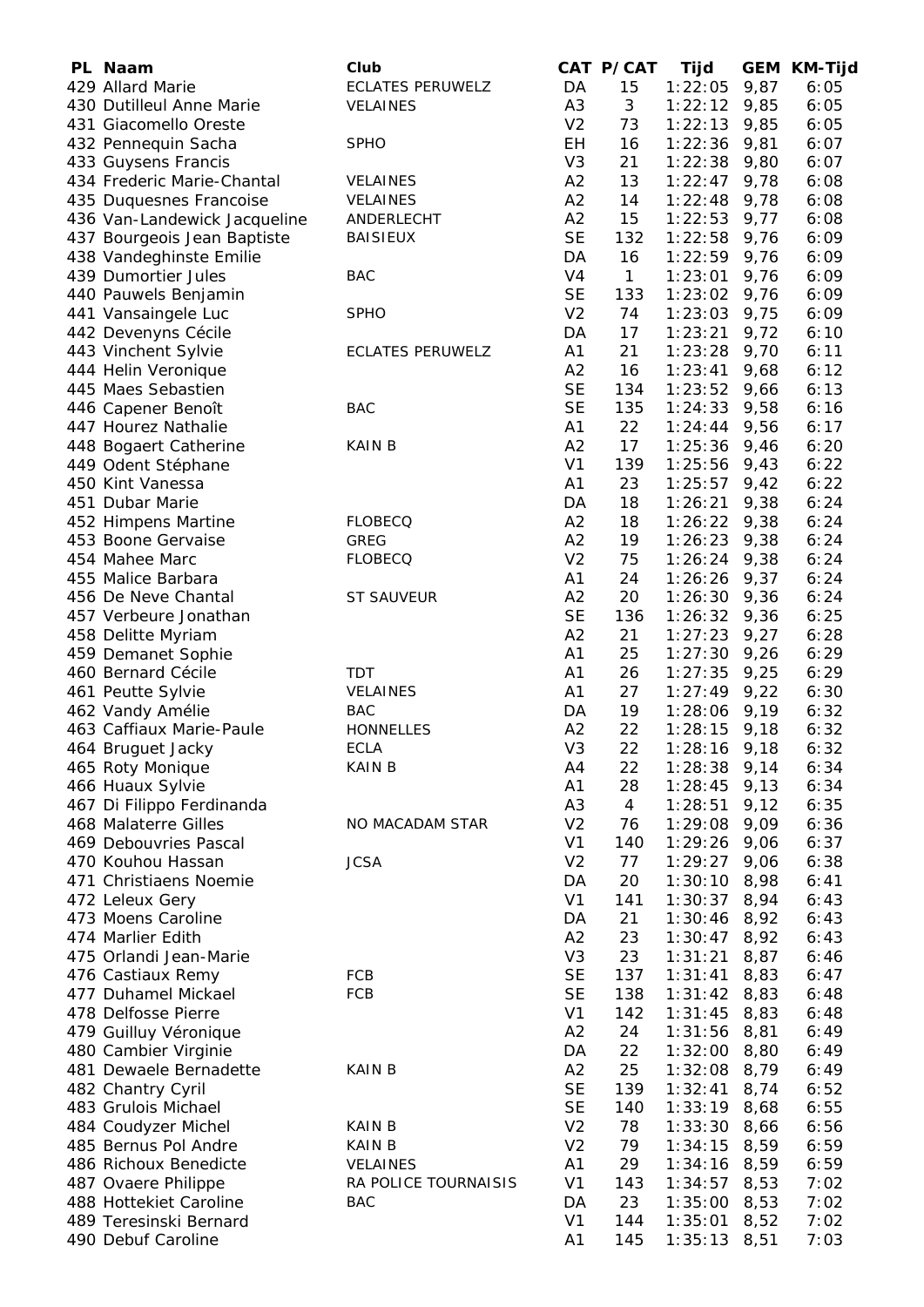| PL | Naam | Club | CAT | P/CAT | Tijd | GEM | KM-Tijd |
|---|---|---|---|---|---|---|---|
| 429 | Allard Marie | ECLATES PERUWELZ | DA | 15 | 1:22:05 | 9,87 | 6:05 |
| 430 | Dutilleul Anne Marie | VELAINES | A3 | 3 | 1:22:12 | 9,85 | 6:05 |
| 431 | Giacomello Oreste | | V2 | 73 | 1:22:13 | 9,85 | 6:05 |
| 432 | Pennequin Sacha | SPHO | EH | 16 | 1:22:36 | 9,81 | 6:07 |
| 433 | Guysens Francis | | V3 | 21 | 1:22:38 | 9,80 | 6:07 |
| 434 | Frederic Marie-Chantal | VELAINES | A2 | 13 | 1:22:47 | 9,78 | 6:08 |
| 435 | Duquesnes Francoise | VELAINES | A2 | 14 | 1:22:48 | 9,78 | 6:08 |
| 436 | Van-Landewick Jacqueline | ANDERLECHT | A2 | 15 | 1:22:53 | 9,77 | 6:08 |
| 437 | Bourgeois Jean Baptiste | BAISIEUX | SE | 132 | 1:22:58 | 9,76 | 6:09 |
| 438 | Vandeghinste Emilie | | DA | 16 | 1:22:59 | 9,76 | 6:09 |
| 439 | Dumortier Jules | BAC | V4 | 1 | 1:23:01 | 9,76 | 6:09 |
| 440 | Pauwels Benjamin | | SE | 133 | 1:23:02 | 9,76 | 6:09 |
| 441 | Vansaingele Luc | SPHO | V2 | 74 | 1:23:03 | 9,75 | 6:09 |
| 442 | Devenyns Cécile | | DA | 17 | 1:23:21 | 9,72 | 6:10 |
| 443 | Vinchent Sylvie | ECLATES PERUWELZ | A1 | 21 | 1:23:28 | 9,70 | 6:11 |
| 444 | Helin Veronique | | A2 | 16 | 1:23:41 | 9,68 | 6:12 |
| 445 | Maes Sebastien | | SE | 134 | 1:23:52 | 9,66 | 6:13 |
| 446 | Capener Benoît | BAC | SE | 135 | 1:24:33 | 9,58 | 6:16 |
| 447 | Hourez Nathalie | | A1 | 22 | 1:24:44 | 9,56 | 6:17 |
| 448 | Bogaert Catherine | KAIN B | A2 | 17 | 1:25:36 | 9,46 | 6:20 |
| 449 | Odent Stéphane | | V1 | 139 | 1:25:56 | 9,43 | 6:22 |
| 450 | Kint Vanessa | | A1 | 23 | 1:25:57 | 9,42 | 6:22 |
| 451 | Dubar Marie | | DA | 18 | 1:26:21 | 9,38 | 6:24 |
| 452 | Himpens Martine | FLOBECQ | A2 | 18 | 1:26:22 | 9,38 | 6:24 |
| 453 | Boone Gervaise | GREG | A2 | 19 | 1:26:23 | 9,38 | 6:24 |
| 454 | Mahee Marc | FLOBECQ | V2 | 75 | 1:26:24 | 9,38 | 6:24 |
| 455 | Malice Barbara | | A1 | 24 | 1:26:26 | 9,37 | 6:24 |
| 456 | De Neve Chantal | ST SAUVEUR | A2 | 20 | 1:26:30 | 9,36 | 6:24 |
| 457 | Verbeure Jonathan | | SE | 136 | 1:26:32 | 9,36 | 6:25 |
| 458 | Delitte Myriam | | A2 | 21 | 1:27:23 | 9,27 | 6:28 |
| 459 | Demanet Sophie | | A1 | 25 | 1:27:30 | 9,26 | 6:29 |
| 460 | Bernard Cécile | TDT | A1 | 26 | 1:27:35 | 9,25 | 6:29 |
| 461 | Peutte Sylvie | VELAINES | A1 | 27 | 1:27:49 | 9,22 | 6:30 |
| 462 | Vandy Amélie | BAC | DA | 19 | 1:28:06 | 9,19 | 6:32 |
| 463 | Caffiaux Marie-Paule | HONNELLES | A2 | 22 | 1:28:15 | 9,18 | 6:32 |
| 464 | Bruguet Jacky | ECLA | V3 | 22 | 1:28:16 | 9,18 | 6:32 |
| 465 | Roty Monique | KAIN B | A4 | 22 | 1:28:38 | 9,14 | 6:34 |
| 466 | Huaux Sylvie | | A1 | 28 | 1:28:45 | 9,13 | 6:34 |
| 467 | Di Filippo Ferdinanda | | A3 | 4 | 1:28:51 | 9,12 | 6:35 |
| 468 | Malaterre Gilles | NO MACADAM STAR | V2 | 76 | 1:29:08 | 9,09 | 6:36 |
| 469 | Debouvries Pascal | | V1 | 140 | 1:29:26 | 9,06 | 6:37 |
| 470 | Kouhou Hassan | JCSA | V2 | 77 | 1:29:27 | 9,06 | 6:38 |
| 471 | Christiaens Noemie | | DA | 20 | 1:30:10 | 8,98 | 6:41 |
| 472 | Leleux Gery | | V1 | 141 | 1:30:37 | 8,94 | 6:43 |
| 473 | Moens Caroline | | DA | 21 | 1:30:46 | 8,92 | 6:43 |
| 474 | Marlier Edith | | A2 | 23 | 1:30:47 | 8,92 | 6:43 |
| 475 | Orlandi Jean-Marie | | V3 | 23 | 1:31:21 | 8,87 | 6:46 |
| 476 | Castiaux Remy | FCB | SE | 137 | 1:31:41 | 8,83 | 6:47 |
| 477 | Duhamel Mickael | FCB | SE | 138 | 1:31:42 | 8,83 | 6:48 |
| 478 | Delfosse Pierre | | V1 | 142 | 1:31:45 | 8,83 | 6:48 |
| 479 | Guilluy Véronique | | A2 | 24 | 1:31:56 | 8,81 | 6:49 |
| 480 | Cambier Virginie | | DA | 22 | 1:32:00 | 8,80 | 6:49 |
| 481 | Dewaele Bernadette | KAIN B | A2 | 25 | 1:32:08 | 8,79 | 6:49 |
| 482 | Chantry Cyril | | SE | 139 | 1:32:41 | 8,74 | 6:52 |
| 483 | Grulois Michael | | SE | 140 | 1:33:19 | 8,68 | 6:55 |
| 484 | Coudyzer Michel | KAIN B | V2 | 78 | 1:33:30 | 8,66 | 6:56 |
| 485 | Bernus Pol Andre | KAIN B | V2 | 79 | 1:34:15 | 8,59 | 6:59 |
| 486 | Richoux Benedicte | VELAINES | A1 | 29 | 1:34:16 | 8,59 | 6:59 |
| 487 | Ovaere Philippe | RA POLICE TOURNAISIS | V1 | 143 | 1:34:57 | 8,53 | 7:02 |
| 488 | Hottekiet Caroline | BAC | DA | 23 | 1:35:00 | 8,53 | 7:02 |
| 489 | Teresinski Bernard | | V1 | 144 | 1:35:01 | 8,52 | 7:02 |
| 490 | Debuf Caroline | | A1 | 145 | 1:35:13 | 8,51 | 7:03 |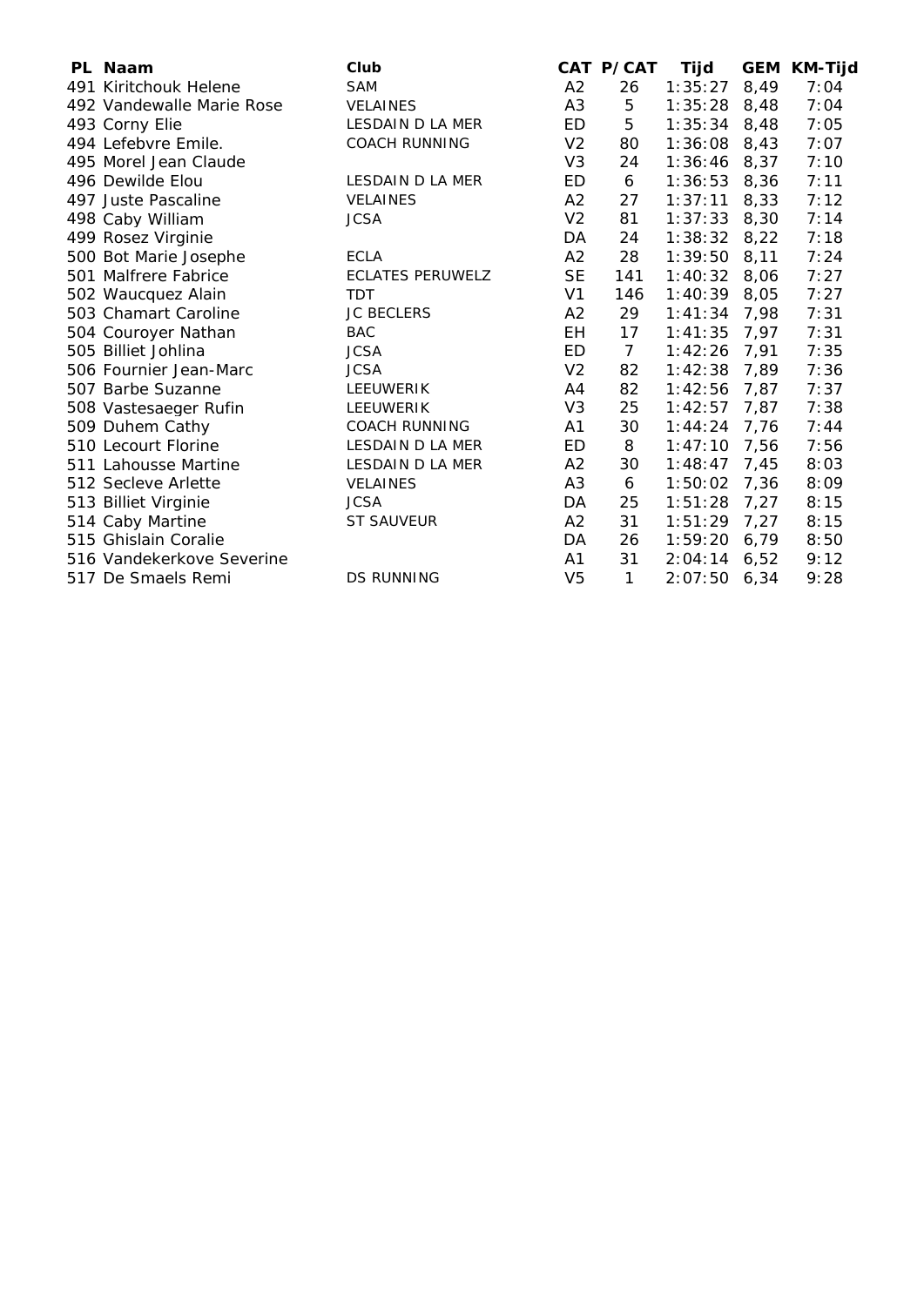| PL | Naam | Club | CAT | P/CAT | Tijd | GEM | KM-Tijd |
|---|---|---|---|---|---|---|---|
| 491 | Kiritchouk Helene | SAM | A2 | 26 | 1:35:27 | 8,49 | 7:04 |
| 492 | Vandewalle Marie Rose | VELAINES | A3 | 5 | 1:35:28 | 8,48 | 7:04 |
| 493 | Corny Elie | LESDAIN D LA MER | ED | 5 | 1:35:34 | 8,48 | 7:05 |
| 494 | Lefebvre Emile. | COACH RUNNING | V2 | 80 | 1:36:08 | 8,43 | 7:07 |
| 495 | Morel Jean Claude | | V3 | 24 | 1:36:46 | 8,37 | 7:10 |
| 496 | Dewilde Elou | LESDAIN D LA MER | ED | 6 | 1:36:53 | 8,36 | 7:11 |
| 497 | Juste Pascaline | VELAINES | A2 | 27 | 1:37:11 | 8,33 | 7:12 |
| 498 | Caby William | JCSA | V2 | 81 | 1:37:33 | 8,30 | 7:14 |
| 499 | Rosez Virginie | | DA | 24 | 1:38:32 | 8,22 | 7:18 |
| 500 | Bot Marie Josephe | ECLA | A2 | 28 | 1:39:50 | 8,11 | 7:24 |
| 501 | Malfrere Fabrice | ECLATES PERUWELZ | SE | 141 | 1:40:32 | 8,06 | 7:27 |
| 502 | Waucquez Alain | TDT | V1 | 146 | 1:40:39 | 8,05 | 7:27 |
| 503 | Chamart Caroline | JC BECLERS | A2 | 29 | 1:41:34 | 7,98 | 7:31 |
| 504 | Couroyer Nathan | BAC | EH | 17 | 1:41:35 | 7,97 | 7:31 |
| 505 | Billiet Johlina | JCSA | ED | 7 | 1:42:26 | 7,91 | 7:35 |
| 506 | Fournier Jean-Marc | JCSA | V2 | 82 | 1:42:38 | 7,89 | 7:36 |
| 507 | Barbe Suzanne | LEEUWERIK | A4 | 82 | 1:42:56 | 7,87 | 7:37 |
| 508 | Vastesaeger Rufin | LEEUWERIK | V3 | 25 | 1:42:57 | 7,87 | 7:38 |
| 509 | Duhem Cathy | COACH RUNNING | A1 | 30 | 1:44:24 | 7,76 | 7:44 |
| 510 | Lecourt Florine | LESDAIN D LA MER | ED | 8 | 1:47:10 | 7,56 | 7:56 |
| 511 | Lahousse Martine | LESDAIN D LA MER | A2 | 30 | 1:48:47 | 7,45 | 8:03 |
| 512 | Secleve Arlette | VELAINES | A3 | 6 | 1:50:02 | 7,36 | 8:09 |
| 513 | Billiet Virginie | JCSA | DA | 25 | 1:51:28 | 7,27 | 8:15 |
| 514 | Caby Martine | ST SAUVEUR | A2 | 31 | 1:51:29 | 7,27 | 8:15 |
| 515 | Ghislain Coralie | | DA | 26 | 1:59:20 | 6,79 | 8:50 |
| 516 | Vandekerkove Severine | | A1 | 31 | 2:04:14 | 6,52 | 9:12 |
| 517 | De Smaels Remi | DS RUNNING | V5 | 1 | 2:07:50 | 6,34 | 9:28 |